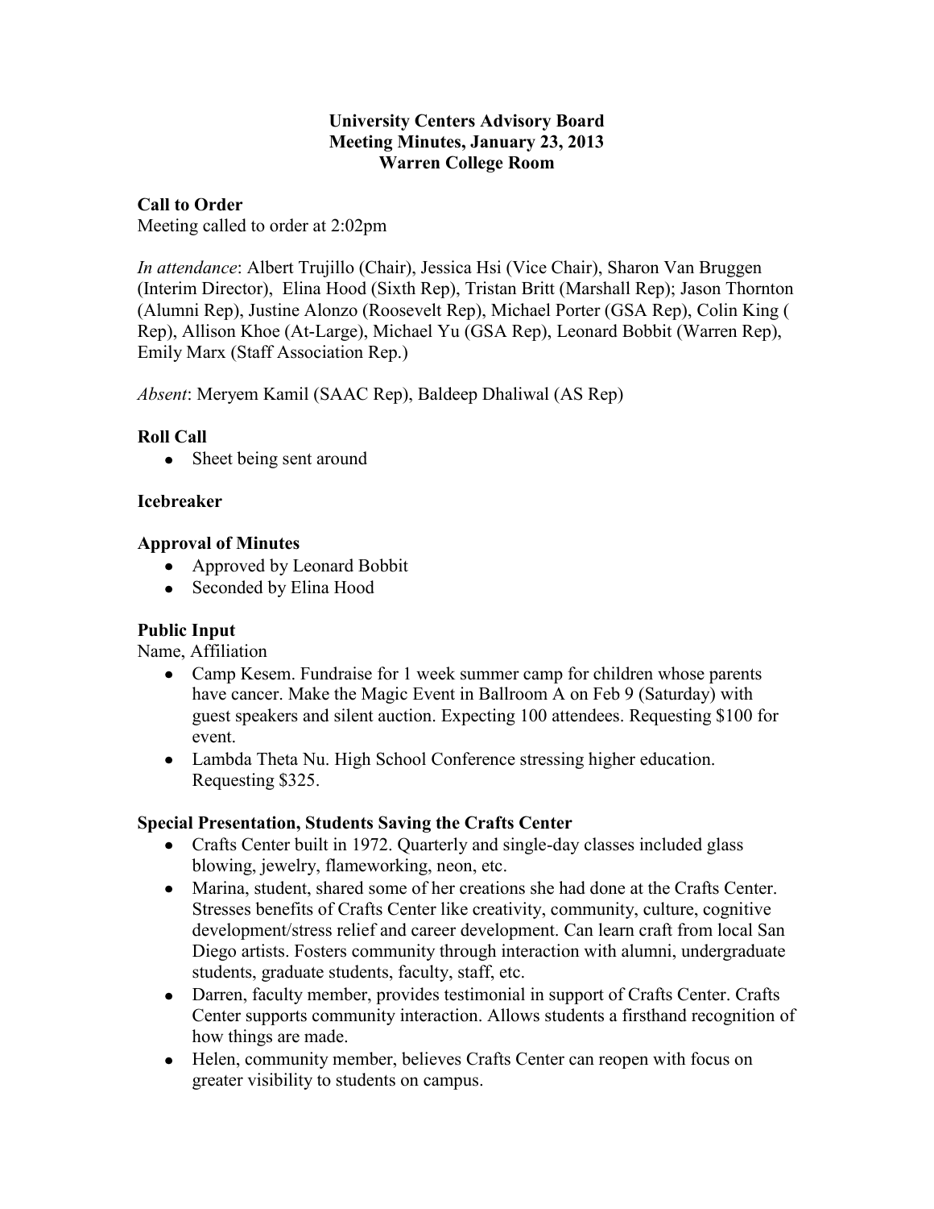**University Centers Advisory Board**
**Meeting Minutes, January 23, 2013**
**Warren College Room**

**Call to Order**

Meeting called to order at 2:02pm

*In attendance*: Albert Trujillo (Chair), Jessica Hsi (Vice Chair), Sharon Van Bruggen (Interim Director), Elina Hood (Sixth Rep), Tristan Britt (Marshall Rep); Jason Thornton (Alumni Rep), Justine Alonzo (Roosevelt Rep), Michael Porter (GSA Rep), Colin King ( Rep), Allison Khoe (At-Large), Michael Yu (GSA Rep), Leonard Bobbit (Warren Rep), Emily Marx (Staff Association Rep.)

*Absent*: Meryem Kamil (SAAC Rep), Baldeep Dhaliwal (AS Rep)

**Roll Call**

- Sheet being sent around

**Icebreaker**

**Approval of Minutes**

- Approved by Leonard Bobbit
- Seconded by Elina Hood

**Public Input**

Name, Affiliation

- Camp Kesem. Fundraise for 1 week summer camp for children whose parents have cancer. Make the Magic Event in Ballroom A on Feb 9 (Saturday) with guest speakers and silent auction. Expecting 100 attendees. Requesting $100 for event.
- Lambda Theta Nu. High School Conference stressing higher education. Requesting $325.

**Special Presentation, Students Saving the Crafts Center**

- Crafts Center built in 1972. Quarterly and single-day classes included glass blowing, jewelry, flameworking, neon, etc.
- Marina, student, shared some of her creations she had done at the Crafts Center. Stresses benefits of Crafts Center like creativity, community, culture, cognitive development/stress relief and career development. Can learn craft from local San Diego artists. Fosters community through interaction with alumni, undergraduate students, graduate students, faculty, staff, etc.
- Darren, faculty member, provides testimonial in support of Crafts Center. Crafts Center supports community interaction. Allows students a firsthand recognition of how things are made.
- Helen, community member, believes Crafts Center can reopen with focus on greater visibility to students on campus.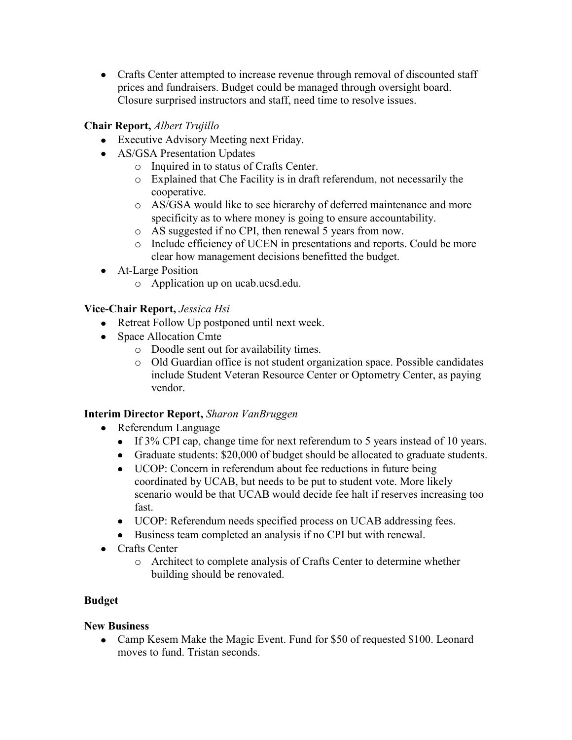- Crafts Center attempted to increase revenue through removal of discounted staff prices and fundraisers. Budget could be managed through oversight board. Closure surprised instructors and staff, need time to resolve issues.

**Chair Report,** *Albert Trujillo*

- Executive Advisory Meeting next Friday.
- AS/GSA Presentation Updates
  - Inquired in to status of Crafts Center.
  - Explained that Che Facility is in draft referendum, not necessarily the cooperative.
  - AS/GSA would like to see hierarchy of deferred maintenance and more specificity as to where money is going to ensure accountability.
  - AS suggested if no CPI, then renewal 5 years from now.
  - Include efficiency of UCEN in presentations and reports. Could be more clear how management decisions benefitted the budget.
- At-Large Position
  - Application up on ucab.ucsd.edu.

**Vice-Chair Report,** *Jessica Hsi*

- Retreat Follow Up postponed until next week.
- Space Allocation Cmte
  - Doodle sent out for availability times.
  - Old Guardian office is not student organization space. Possible candidates include Student Veteran Resource Center or Optometry Center, as paying vendor.

**Interim Director Report,** *Sharon VanBruggen*

- Referendum Language
  - If 3% CPI cap, change time for next referendum to 5 years instead of 10 years.
  - Graduate students: $20,000 of budget should be allocated to graduate students.
  - UCOP: Concern in referendum about fee reductions in future being coordinated by UCAB, but needs to be put to student vote. More likely scenario would be that UCAB would decide fee halt if reserves increasing too fast.
  - UCOP: Referendum needs specified process on UCAB addressing fees.
  - Business team completed an analysis if no CPI but with renewal.
- Crafts Center
  - Architect to complete analysis of Crafts Center to determine whether building should be renovated.

**Budget**

**New Business**

- Camp Kesem Make the Magic Event. Fund for $50 of requested $100. Leonard moves to fund. Tristan seconds.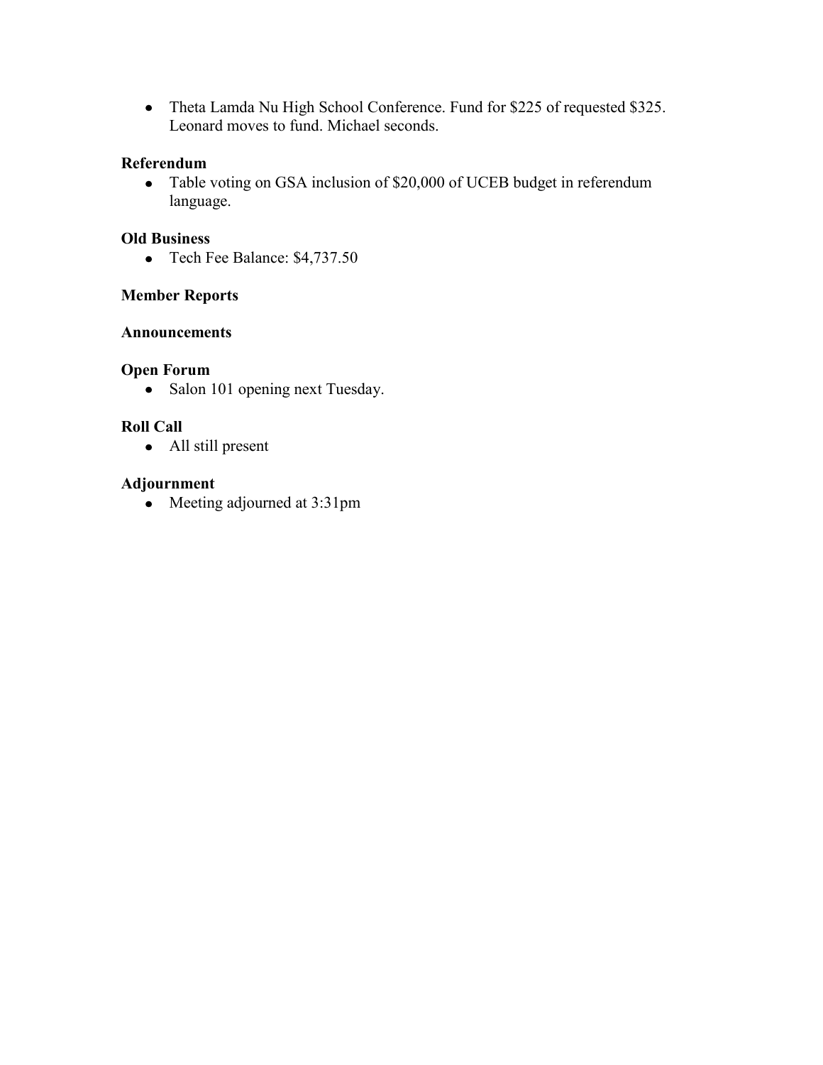- Theta Lamda Nu High School Conference. Fund for $225 of requested $325. Leonard moves to fund. Michael seconds.

**Referendum**

- Table voting on GSA inclusion of $20,000 of UCEB budget in referendum language.

**Old Business**

- Tech Fee Balance: $4,737.50

**Member Reports**

**Announcements**

**Open Forum**

- Salon 101 opening next Tuesday.

**Roll Call**

- All still present

**Adjournment**

- Meeting adjourned at 3:31pm